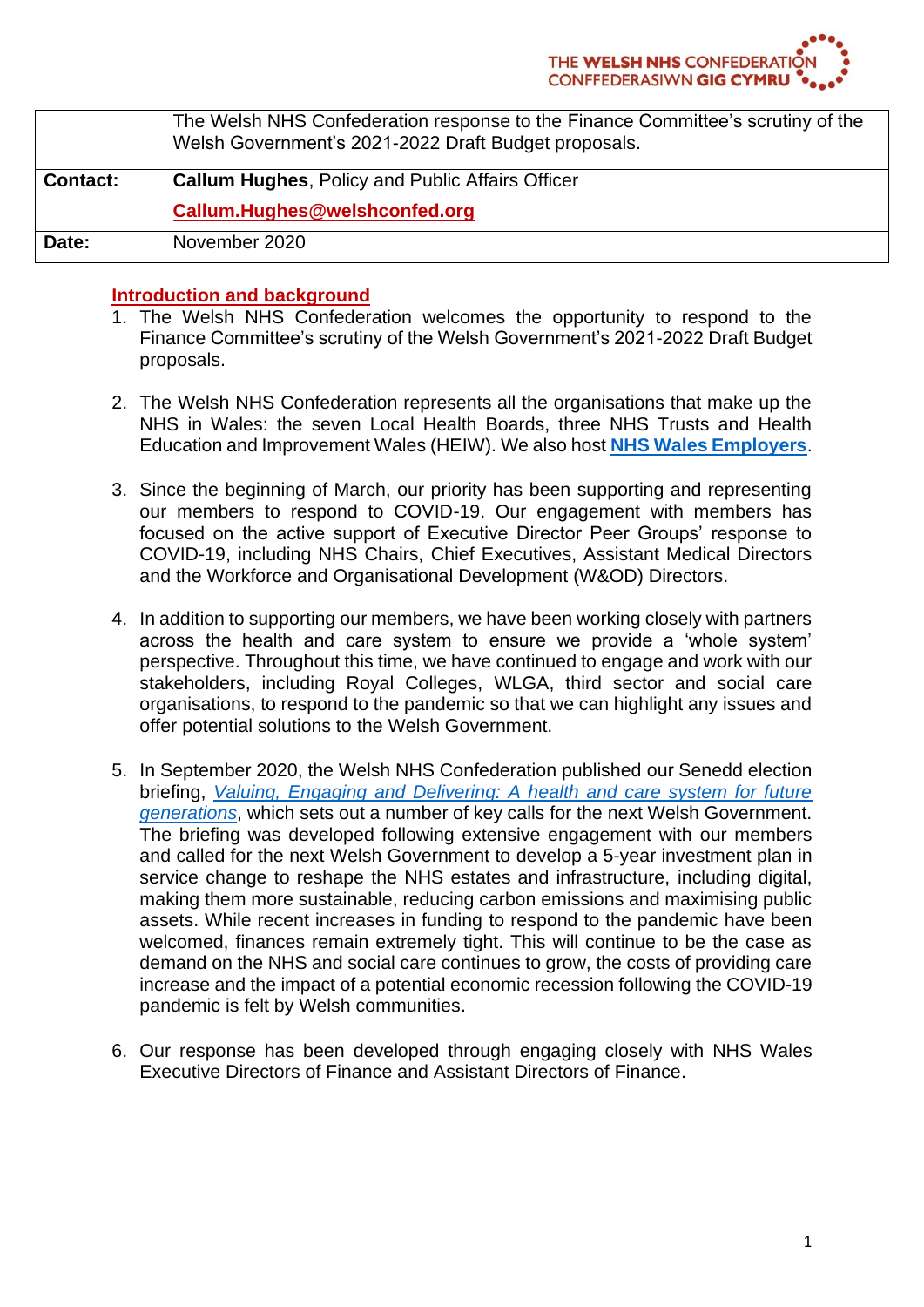THE WELSH NHS CONFEDERATION
CONFFEDERASIWN GIG CYMRU

| | The Welsh NHS Confederation response to the Finance Committee's scrutiny of the Welsh Government's 2021-2022 Draft Budget proposals. |
|---|---|
| **Contact:** | **Callum Hughes**, Policy and Public Affairs Officer<br>**Callum.Hughes@welshconfed.org** |
| **Date:** | November 2020 |

## Introduction and background

1. The Welsh NHS Confederation welcomes the opportunity to respond to the Finance Committee's scrutiny of the Welsh Government's 2021-2022 Draft Budget proposals.

2. The Welsh NHS Confederation represents all the organisations that make up the NHS in Wales: the seven Local Health Boards, three NHS Trusts and Health Education and Improvement Wales (HEIW). We also host **NHS Wales Employers**.

3. Since the beginning of March, our priority has been supporting and representing our members to respond to COVID-19. Our engagement with members has focused on the active support of Executive Director Peer Groups' response to COVID-19, including NHS Chairs, Chief Executives, Assistant Medical Directors and the Workforce and Organisational Development (W&OD) Directors.

4. In addition to supporting our members, we have been working closely with partners across the health and care system to ensure we provide a 'whole system' perspective. Throughout this time, we have continued to engage and work with our stakeholders, including Royal Colleges, WLGA, third sector and social care organisations, to respond to the pandemic so that we can highlight any issues and offer potential solutions to the Welsh Government.

5. In September 2020, the Welsh NHS Confederation published our Senedd election briefing, *Valuing, Engaging and Delivering: A health and care system for future generations*, which sets out a number of key calls for the next Welsh Government. The briefing was developed following extensive engagement with our members and called for the next Welsh Government to develop a 5-year investment plan in service change to reshape the NHS estates and infrastructure, including digital, making them more sustainable, reducing carbon emissions and maximising public assets. While recent increases in funding to respond to the pandemic have been welcomed, finances remain extremely tight. This will continue to be the case as demand on the NHS and social care continues to grow, the costs of providing care increase and the impact of a potential economic recession following the COVID-19 pandemic is felt by Welsh communities.

6. Our response has been developed through engaging closely with NHS Wales Executive Directors of Finance and Assistant Directors of Finance.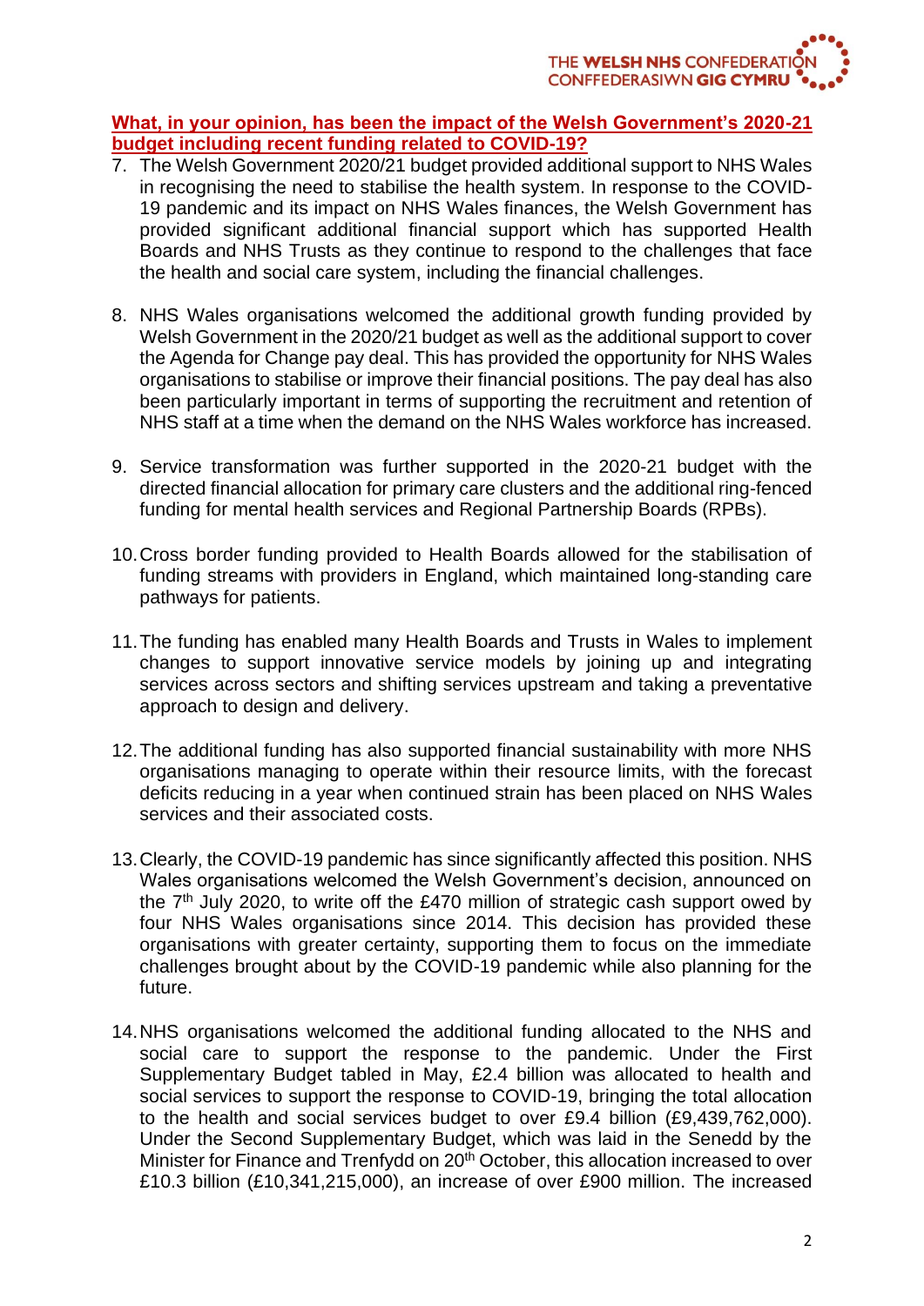**What, in your opinion, has been the impact of the Welsh Government's 2020-21 budget including recent funding related to COVID-19?**

7. The Welsh Government 2020/21 budget provided additional support to NHS Wales in recognising the need to stabilise the health system. In response to the COVID-19 pandemic and its impact on NHS Wales finances, the Welsh Government has provided significant additional financial support which has supported Health Boards and NHS Trusts as they continue to respond to the challenges that face the health and social care system, including the financial challenges.

8. NHS Wales organisations welcomed the additional growth funding provided by Welsh Government in the 2020/21 budget as well as the additional support to cover the Agenda for Change pay deal. This has provided the opportunity for NHS Wales organisations to stabilise or improve their financial positions. The pay deal has also been particularly important in terms of supporting the recruitment and retention of NHS staff at a time when the demand on the NHS Wales workforce has increased.

9. Service transformation was further supported in the 2020-21 budget with the directed financial allocation for primary care clusters and the additional ring-fenced funding for mental health services and Regional Partnership Boards (RPBs).

10. Cross border funding provided to Health Boards allowed for the stabilisation of funding streams with providers in England, which maintained long-standing care pathways for patients.

11. The funding has enabled many Health Boards and Trusts in Wales to implement changes to support innovative service models by joining up and integrating services across sectors and shifting services upstream and taking a preventative approach to design and delivery.

12. The additional funding has also supported financial sustainability with more NHS organisations managing to operate within their resource limits, with the forecast deficits reducing in a year when continued strain has been placed on NHS Wales services and their associated costs.

13. Clearly, the COVID-19 pandemic has since significantly affected this position. NHS Wales organisations welcomed the Welsh Government's decision, announced on the 7th July 2020, to write off the £470 million of strategic cash support owed by four NHS Wales organisations since 2014. This decision has provided these organisations with greater certainty, supporting them to focus on the immediate challenges brought about by the COVID-19 pandemic while also planning for the future.

14. NHS organisations welcomed the additional funding allocated to the NHS and social care to support the response to the pandemic. Under the First Supplementary Budget tabled in May, £2.4 billion was allocated to health and social services to support the response to COVID-19, bringing the total allocation to the health and social services budget to over £9.4 billion (£9,439,762,000). Under the Second Supplementary Budget, which was laid in the Senedd by the Minister for Finance and Trefnydd on 20th October, this allocation increased to over £10.3 billion (£10,341,215,000), an increase of over £900 million. The increased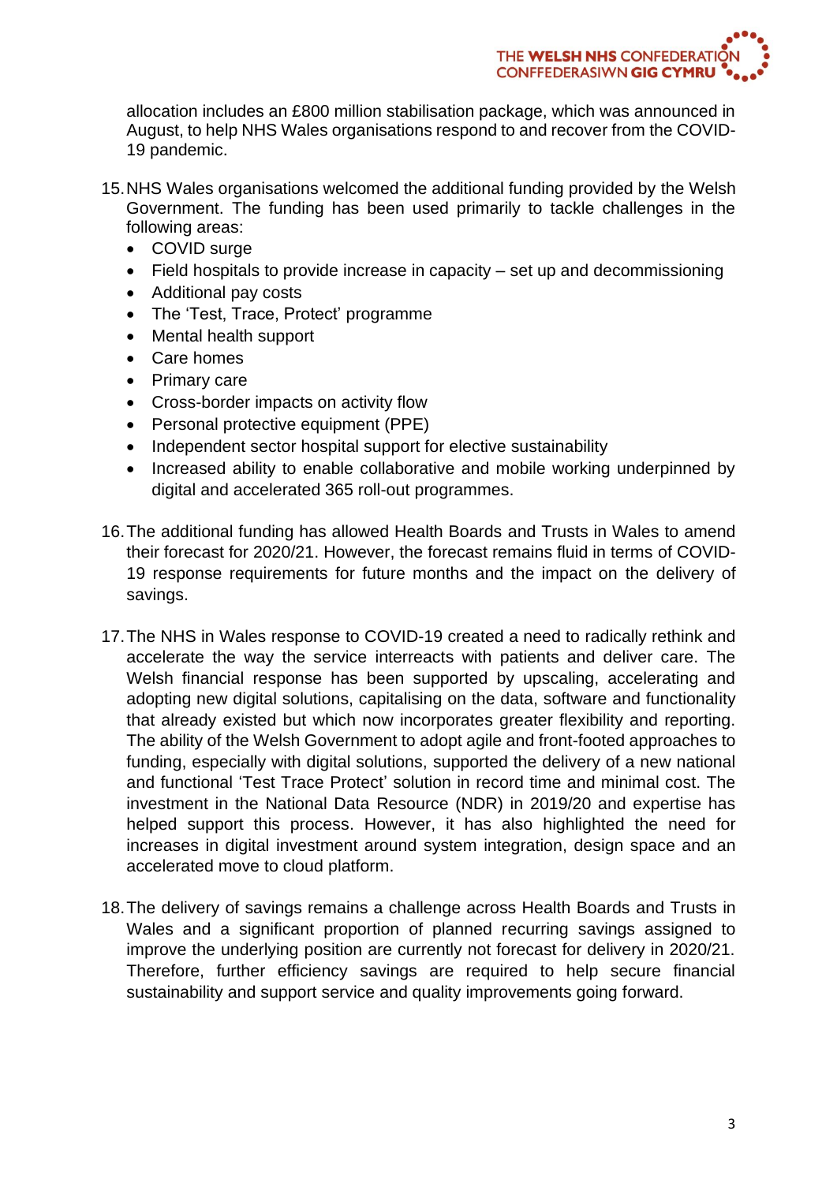allocation includes an £800 million stabilisation package, which was announced in August, to help NHS Wales organisations respond to and recover from the COVID-19 pandemic.

15. NHS Wales organisations welcomed the additional funding provided by the Welsh Government. The funding has been used primarily to tackle challenges in the following areas:
    - COVID surge
    - Field hospitals to provide increase in capacity – set up and decommissioning
    - Additional pay costs
    - The 'Test, Trace, Protect' programme
    - Mental health support
    - Care homes
    - Primary care
    - Cross-border impacts on activity flow
    - Personal protective equipment (PPE)
    - Independent sector hospital support for elective sustainability
    - Increased ability to enable collaborative and mobile working underpinned by digital and accelerated 365 roll-out programmes.

16. The additional funding has allowed Health Boards and Trusts in Wales to amend their forecast for 2020/21. However, the forecast remains fluid in terms of COVID-19 response requirements for future months and the impact on the delivery of savings.

17. The NHS in Wales response to COVID-19 created a need to radically rethink and accelerate the way the service interreacts with patients and deliver care. The Welsh financial response has been supported by upscaling, accelerating and adopting new digital solutions, capitalising on the data, software and functionality that already existed but which now incorporates greater flexibility and reporting. The ability of the Welsh Government to adopt agile and front-footed approaches to funding, especially with digital solutions, supported the delivery of a new national and functional 'Test Trace Protect' solution in record time and minimal cost. The investment in the National Data Resource (NDR) in 2019/20 and expertise has helped support this process. However, it has also highlighted the need for increases in digital investment around system integration, design space and an accelerated move to cloud platform.

18. The delivery of savings remains a challenge across Health Boards and Trusts in Wales and a significant proportion of planned recurring savings assigned to improve the underlying position are currently not forecast for delivery in 2020/21. Therefore, further efficiency savings are required to help secure financial sustainability and support service and quality improvements going forward.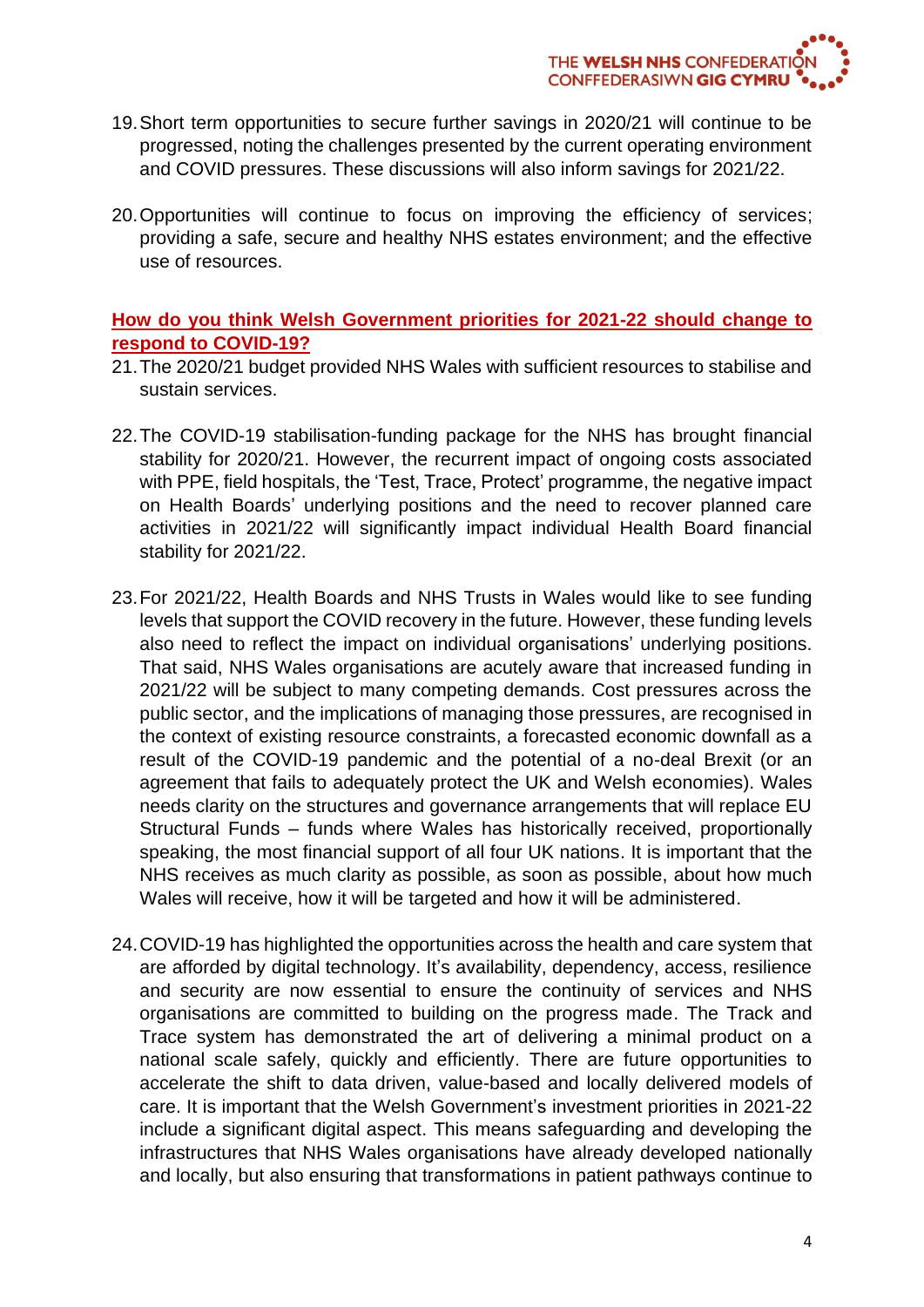19. Short term opportunities to secure further savings in 2020/21 will continue to be progressed, noting the challenges presented by the current operating environment and COVID pressures. These discussions will also inform savings for 2021/22.

20. Opportunities will continue to focus on improving the efficiency of services; providing a safe, secure and healthy NHS estates environment; and the effective use of resources.

**How do you think Welsh Government priorities for 2021-22 should change to respond to COVID-19?**

21. The 2020/21 budget provided NHS Wales with sufficient resources to stabilise and sustain services.

22. The COVID-19 stabilisation-funding package for the NHS has brought financial stability for 2020/21. However, the recurrent impact of ongoing costs associated with PPE, field hospitals, the 'Test, Trace, Protect' programme, the negative impact on Health Boards' underlying positions and the need to recover planned care activities in 2021/22 will significantly impact individual Health Board financial stability for 2021/22.

23. For 2021/22, Health Boards and NHS Trusts in Wales would like to see funding levels that support the COVID recovery in the future. However, these funding levels also need to reflect the impact on individual organisations' underlying positions. That said, NHS Wales organisations are acutely aware that increased funding in 2021/22 will be subject to many competing demands. Cost pressures across the public sector, and the implications of managing those pressures, are recognised in the context of existing resource constraints, a forecasted economic downfall as a result of the COVID-19 pandemic and the potential of a no-deal Brexit (or an agreement that fails to adequately protect the UK and Welsh economies). Wales needs clarity on the structures and governance arrangements that will replace EU Structural Funds – funds where Wales has historically received, proportionally speaking, the most financial support of all four UK nations. It is important that the NHS receives as much clarity as possible, as soon as possible, about how much Wales will receive, how it will be targeted and how it will be administered.

24. COVID-19 has highlighted the opportunities across the health and care system that are afforded by digital technology. It's availability, dependency, access, resilience and security are now essential to ensure the continuity of services and NHS organisations are committed to building on the progress made. The Track and Trace system has demonstrated the art of delivering a minimal product on a national scale safely, quickly and efficiently. There are future opportunities to accelerate the shift to data driven, value-based and locally delivered models of care. It is important that the Welsh Government's investment priorities in 2021-22 include a significant digital aspect. This means safeguarding and developing the infrastructures that NHS Wales organisations have already developed nationally and locally, but also ensuring that transformations in patient pathways continue to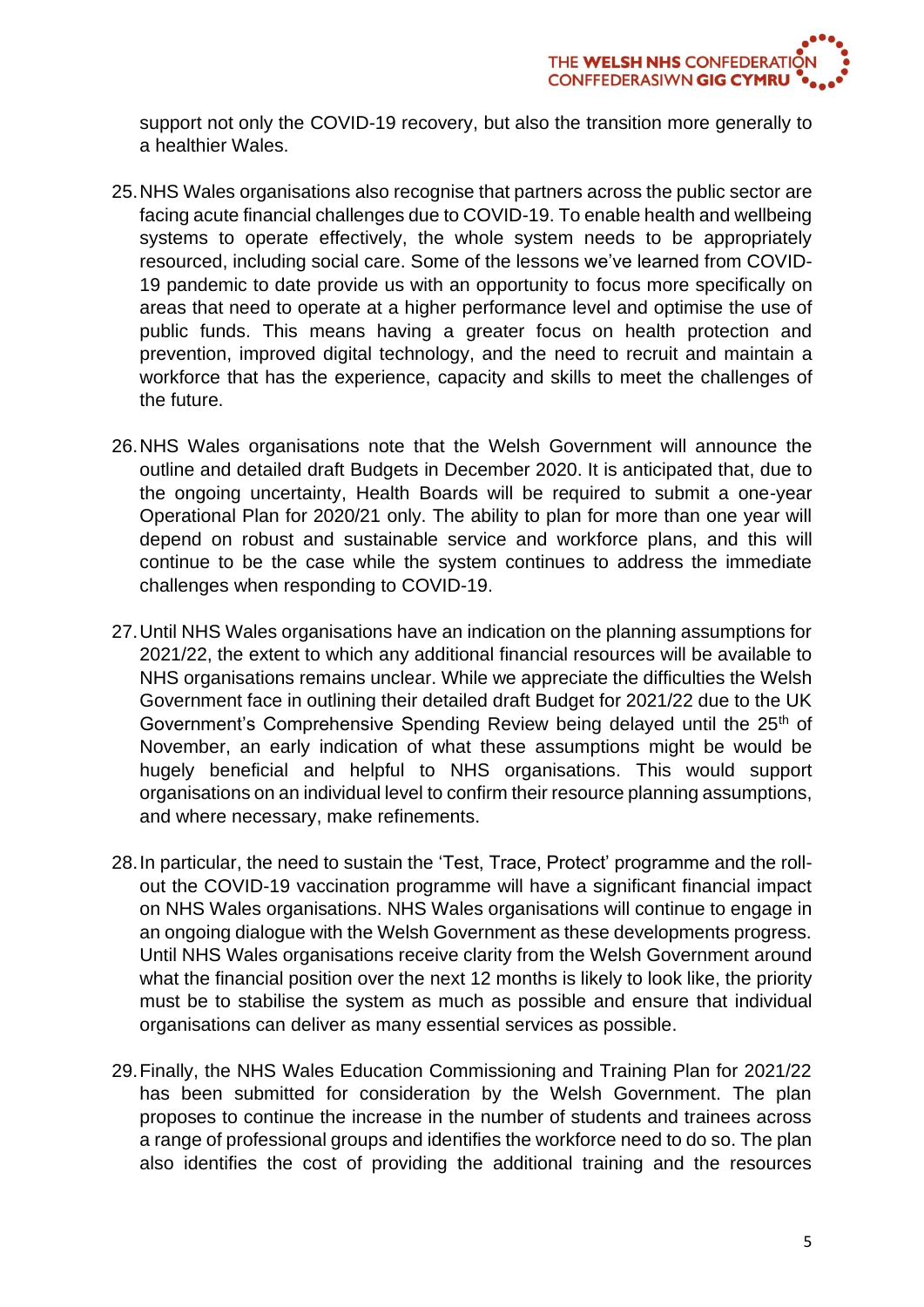support not only the COVID-19 recovery, but also the transition more generally to a healthier Wales.

25. NHS Wales organisations also recognise that partners across the public sector are facing acute financial challenges due to COVID-19. To enable health and wellbeing systems to operate effectively, the whole system needs to be appropriately resourced, including social care. Some of the lessons we've learned from COVID-19 pandemic to date provide us with an opportunity to focus more specifically on areas that need to operate at a higher performance level and optimise the use of public funds. This means having a greater focus on health protection and prevention, improved digital technology, and the need to recruit and maintain a workforce that has the experience, capacity and skills to meet the challenges of the future.

26. NHS Wales organisations note that the Welsh Government will announce the outline and detailed draft Budgets in December 2020. It is anticipated that, due to the ongoing uncertainty, Health Boards will be required to submit a one-year Operational Plan for 2020/21 only. The ability to plan for more than one year will depend on robust and sustainable service and workforce plans, and this will continue to be the case while the system continues to address the immediate challenges when responding to COVID-19.

27. Until NHS Wales organisations have an indication on the planning assumptions for 2021/22, the extent to which any additional financial resources will be available to NHS organisations remains unclear. While we appreciate the difficulties the Welsh Government face in outlining their detailed draft Budget for 2021/22 due to the UK Government's Comprehensive Spending Review being delayed until the 25th of November, an early indication of what these assumptions might be would be hugely beneficial and helpful to NHS organisations. This would support organisations on an individual level to confirm their resource planning assumptions, and where necessary, make refinements.

28. In particular, the need to sustain the 'Test, Trace, Protect' programme and the roll-out the COVID-19 vaccination programme will have a significant financial impact on NHS Wales organisations. NHS Wales organisations will continue to engage in an ongoing dialogue with the Welsh Government as these developments progress. Until NHS Wales organisations receive clarity from the Welsh Government around what the financial position over the next 12 months is likely to look like, the priority must be to stabilise the system as much as possible and ensure that individual organisations can deliver as many essential services as possible.

29. Finally, the NHS Wales Education Commissioning and Training Plan for 2021/22 has been submitted for consideration by the Welsh Government. The plan proposes to continue the increase in the number of students and trainees across a range of professional groups and identifies the workforce need to do so. The plan also identifies the cost of providing the additional training and the resources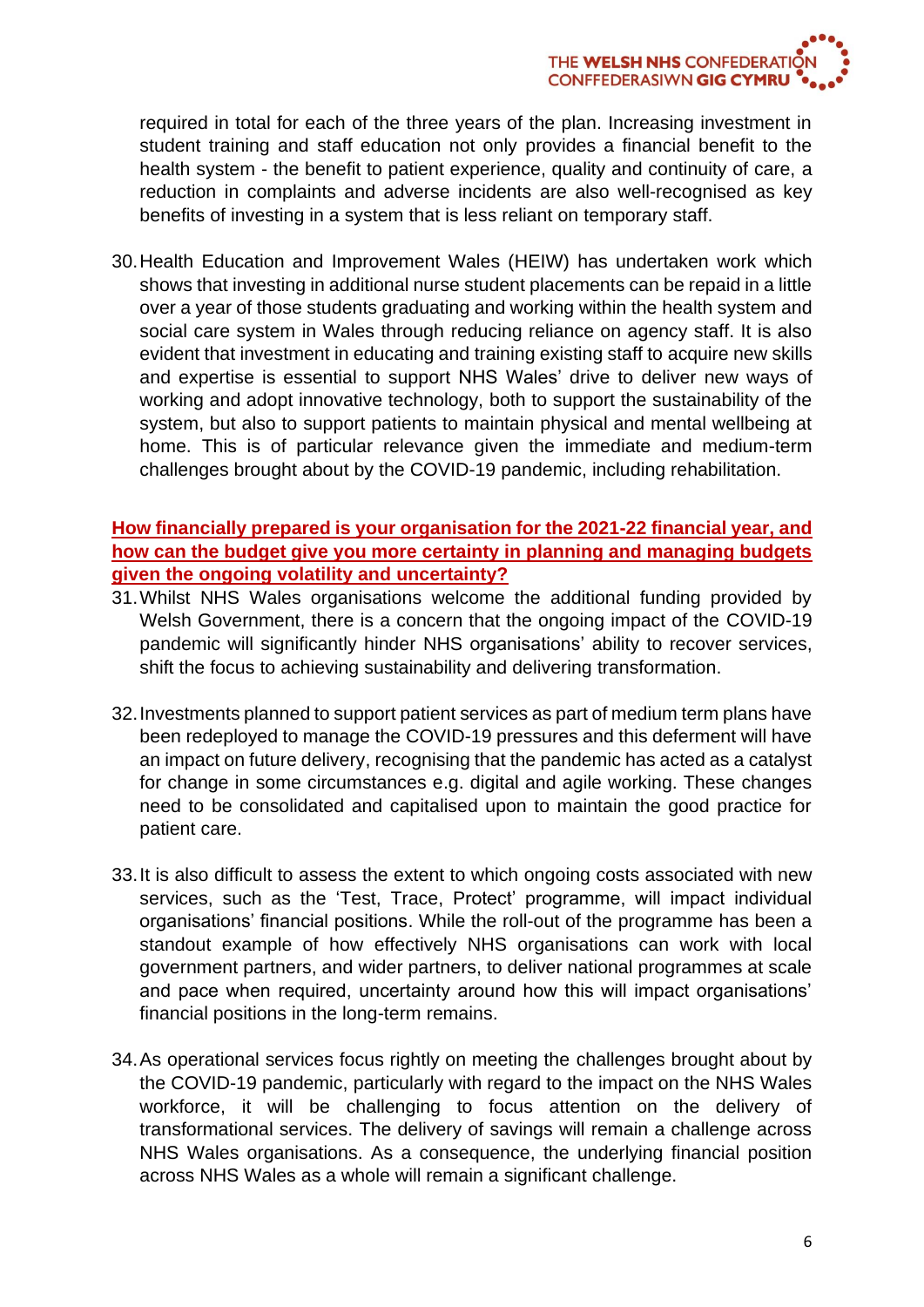required in total for each of the three years of the plan. Increasing investment in student training and staff education not only provides a financial benefit to the health system - the benefit to patient experience, quality and continuity of care, a reduction in complaints and adverse incidents are also well-recognised as key benefits of investing in a system that is less reliant on temporary staff.

30. Health Education and Improvement Wales (HEIW) has undertaken work which shows that investing in additional nurse student placements can be repaid in a little over a year of those students graduating and working within the health system and social care system in Wales through reducing reliance on agency staff. It is also evident that investment in educating and training existing staff to acquire new skills and expertise is essential to support NHS Wales' drive to deliver new ways of working and adopt innovative technology, both to support the sustainability of the system, but also to support patients to maintain physical and mental wellbeing at home. This is of particular relevance given the immediate and medium-term challenges brought about by the COVID-19 pandemic, including rehabilitation.

**How financially prepared is your organisation for the 2021-22 financial year, and how can the budget give you more certainty in planning and managing budgets given the ongoing volatility and uncertainty?**

31. Whilst NHS Wales organisations welcome the additional funding provided by Welsh Government, there is a concern that the ongoing impact of the COVID-19 pandemic will significantly hinder NHS organisations' ability to recover services, shift the focus to achieving sustainability and delivering transformation.

32. Investments planned to support patient services as part of medium term plans have been redeployed to manage the COVID-19 pressures and this deferment will have an impact on future delivery, recognising that the pandemic has acted as a catalyst for change in some circumstances e.g. digital and agile working. These changes need to be consolidated and capitalised upon to maintain the good practice for patient care.

33. It is also difficult to assess the extent to which ongoing costs associated with new services, such as the 'Test, Trace, Protect' programme, will impact individual organisations' financial positions. While the roll-out of the programme has been a standout example of how effectively NHS organisations can work with local government partners, and wider partners, to deliver national programmes at scale and pace when required, uncertainty around how this will impact organisations' financial positions in the long-term remains.

34. As operational services focus rightly on meeting the challenges brought about by the COVID-19 pandemic, particularly with regard to the impact on the NHS Wales workforce, it will be challenging to focus attention on the delivery of transformational services. The delivery of savings will remain a challenge across NHS Wales organisations. As a consequence, the underlying financial position across NHS Wales as a whole will remain a significant challenge.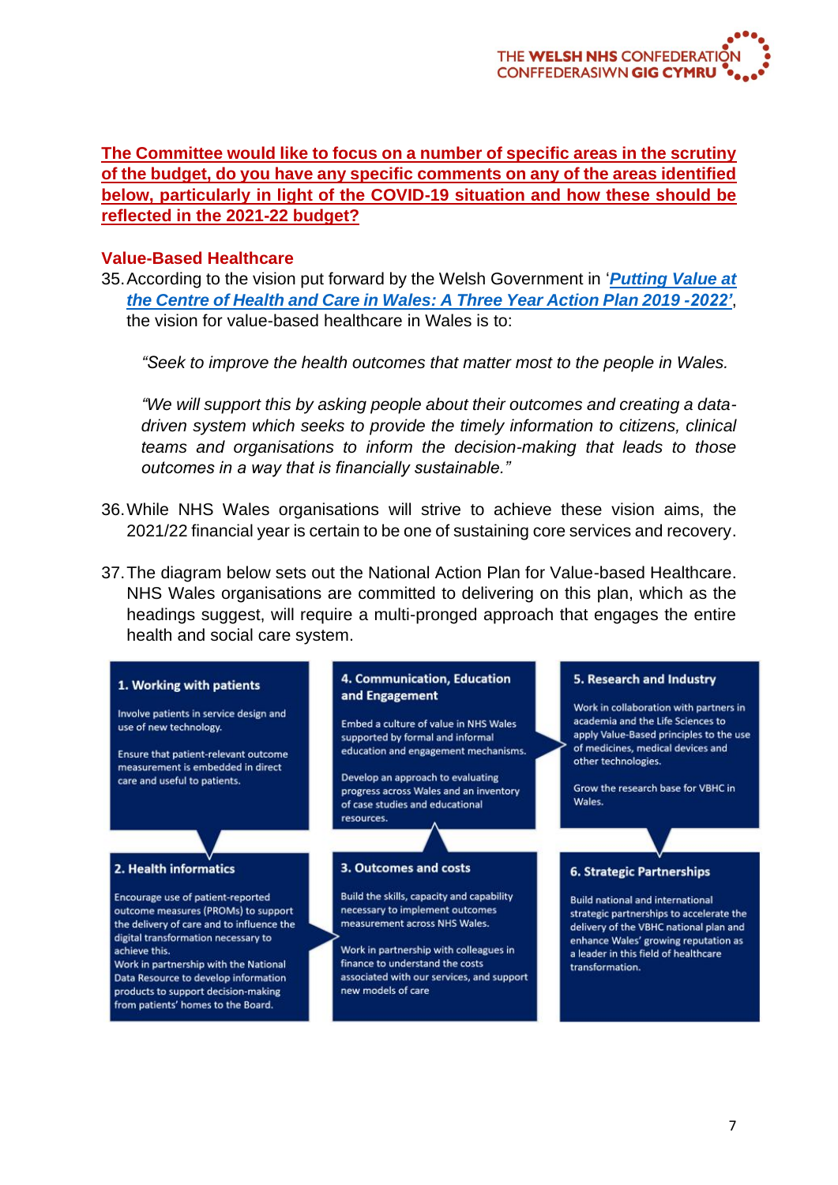**The Committee would like to focus on a number of specific areas in the scrutiny of the budget, do you have any specific comments on any of the areas identified below, particularly in light of the COVID-19 situation and how these should be reflected in the 2021-22 budget?**

### Value-Based Healthcare

35. According to the vision put forward by the Welsh Government in '***Putting Value at the Centre of Health and Care in Wales: A Three Year Action Plan 2019 -2022'***, the vision for value-based healthcare in Wales is to:

    *"Seek to improve the health outcomes that matter most to the people in Wales.*

    *"We will support this by asking people about their outcomes and creating a data-driven system which seeks to provide the timely information to citizens, clinical teams and organisations to inform the decision-making that leads to those outcomes in a way that is financially sustainable."*

36. While NHS Wales organisations will strive to achieve these vision aims, the 2021/22 financial year is certain to be one of sustaining core services and recovery.

37. The diagram below sets out the National Action Plan for Value-based Healthcare. NHS Wales organisations are committed to delivering on this plan, which as the headings suggest, will require a multi-pronged approach that engages the entire health and social care system.

**1. Working with patients**

Involve patients in service design and use of new technology.

Ensure that patient-relevant outcome measurement is embedded in direct care and useful to patients.

**2. Health informatics**

Encourage use of patient-reported outcome measures (PROMs) to support the delivery of care and to influence the digital transformation necessary to achieve this.

Work in partnership with the National Data Resource to develop information products to support decision-making from patients' homes to the Board.

**3. Outcomes and costs**

Build the skills, capacity and capability necessary to implement outcomes measurement across NHS Wales.

Work in partnership with colleagues in finance to understand the costs associated with our services, and support new models of care

**4. Communication, Education and Engagement**

Embed a culture of value in NHS Wales supported by formal and informal education and engagement mechanisms.

Develop an approach to evaluating progress across Wales and an inventory of case studies and educational resources.

**5. Research and Industry**

Work in collaboration with partners in academia and the Life Sciences to apply Value-Based principles to the use of medicines, medical devices and other technologies.

Grow the research base for VBHC in Wales.

**6. Strategic Partnerships**

Build national and international strategic partnerships to accelerate the delivery of the VBHC national plan and enhance Wales' growing reputation as a leader in this field of healthcare transformation.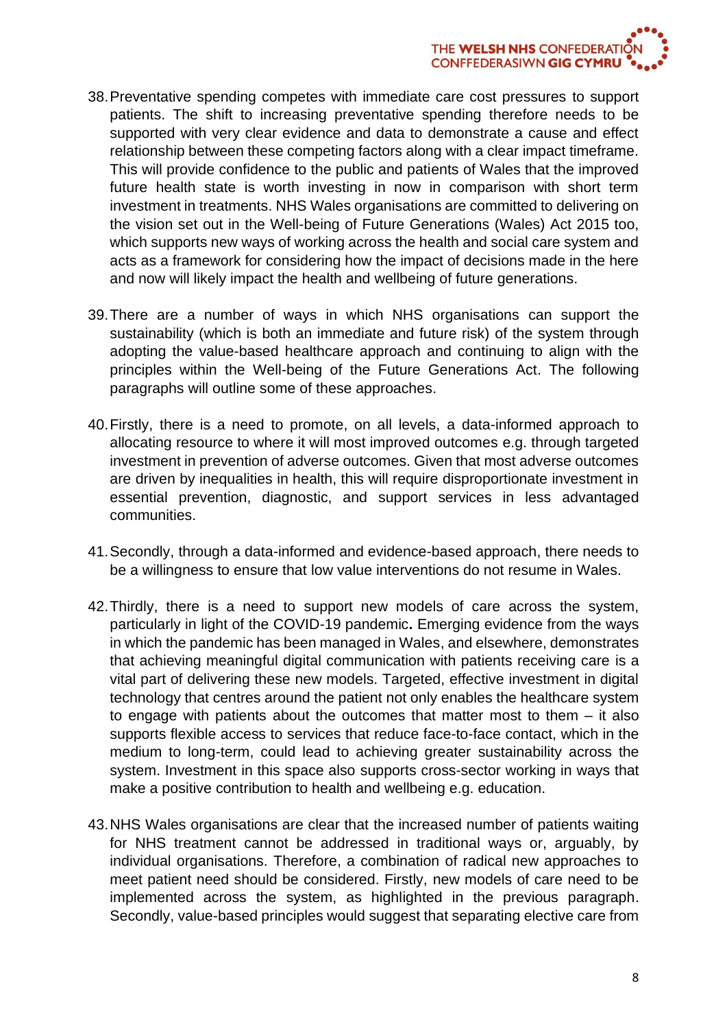38. Preventative spending competes with immediate care cost pressures to support patients. The shift to increasing preventative spending therefore needs to be supported with very clear evidence and data to demonstrate a cause and effect relationship between these competing factors along with a clear impact timeframe. This will provide confidence to the public and patients of Wales that the improved future health state is worth investing in now in comparison with short term investment in treatments. NHS Wales organisations are committed to delivering on the vision set out in the Well-being of Future Generations (Wales) Act 2015 too, which supports new ways of working across the health and social care system and acts as a framework for considering how the impact of decisions made in the here and now will likely impact the health and wellbeing of future generations.

39. There are a number of ways in which NHS organisations can support the sustainability (which is both an immediate and future risk) of the system through adopting the value-based healthcare approach and continuing to align with the principles within the Well-being of the Future Generations Act. The following paragraphs will outline some of these approaches.

40. Firstly, there is a need to promote, on all levels, a data-informed approach to allocating resource to where it will most improved outcomes e.g. through targeted investment in prevention of adverse outcomes. Given that most adverse outcomes are driven by inequalities in health, this will require disproportionate investment in essential prevention, diagnostic, and support services in less advantaged communities.

41. Secondly, through a data-informed and evidence-based approach, there needs to be a willingness to ensure that low value interventions do not resume in Wales.

42. Thirdly, there is a need to support new models of care across the system, particularly in light of the COVID-19 pandemic**.** Emerging evidence from the ways in which the pandemic has been managed in Wales, and elsewhere, demonstrates that achieving meaningful digital communication with patients receiving care is a vital part of delivering these new models. Targeted, effective investment in digital technology that centres around the patient not only enables the healthcare system to engage with patients about the outcomes that matter most to them – it also supports flexible access to services that reduce face-to-face contact, which in the medium to long-term, could lead to achieving greater sustainability across the system. Investment in this space also supports cross-sector working in ways that make a positive contribution to health and wellbeing e.g. education.

43. NHS Wales organisations are clear that the increased number of patients waiting for NHS treatment cannot be addressed in traditional ways or, arguably, by individual organisations. Therefore, a combination of radical new approaches to meet patient need should be considered. Firstly, new models of care need to be implemented across the system, as highlighted in the previous paragraph. Secondly, value-based principles would suggest that separating elective care from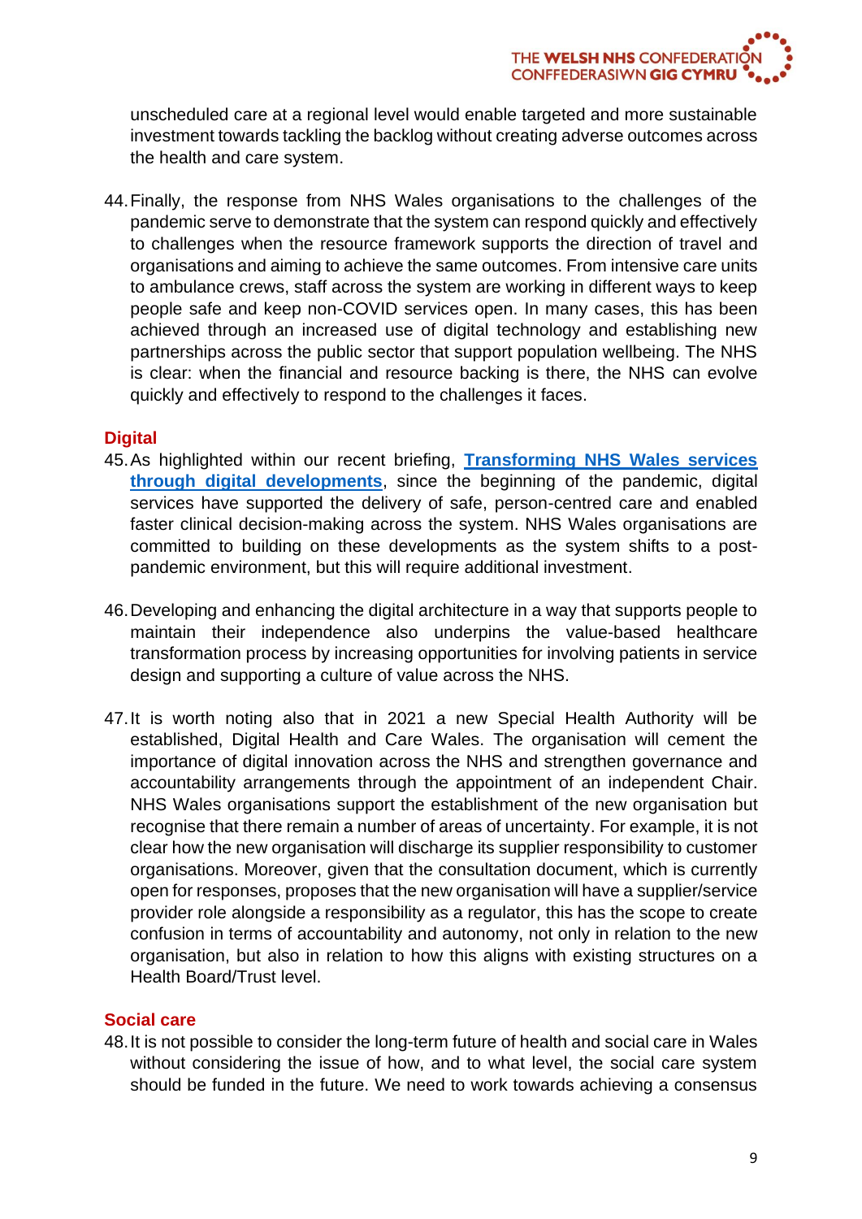unscheduled care at a regional level would enable targeted and more sustainable investment towards tackling the backlog without creating adverse outcomes across the health and care system.

44. Finally, the response from NHS Wales organisations to the challenges of the pandemic serve to demonstrate that the system can respond quickly and effectively to challenges when the resource framework supports the direction of travel and organisations and aiming to achieve the same outcomes. From intensive care units to ambulance crews, staff across the system are working in different ways to keep people safe and keep non-COVID services open. In many cases, this has been achieved through an increased use of digital technology and establishing new partnerships across the public sector that support population wellbeing. The NHS is clear: when the financial and resource backing is there, the NHS can evolve quickly and effectively to respond to the challenges it faces.

## Digital

45. As highlighted within our recent briefing, **Transforming NHS Wales services through digital developments**, since the beginning of the pandemic, digital services have supported the delivery of safe, person-centred care and enabled faster clinical decision-making across the system. NHS Wales organisations are committed to building on these developments as the system shifts to a post-pandemic environment, but this will require additional investment.

46. Developing and enhancing the digital architecture in a way that supports people to maintain their independence also underpins the value-based healthcare transformation process by increasing opportunities for involving patients in service design and supporting a culture of value across the NHS.

47. It is worth noting also that in 2021 a new Special Health Authority will be established, Digital Health and Care Wales. The organisation will cement the importance of digital innovation across the NHS and strengthen governance and accountability arrangements through the appointment of an independent Chair. NHS Wales organisations support the establishment of the new organisation but recognise that there remain a number of areas of uncertainty. For example, it is not clear how the new organisation will discharge its supplier responsibility to customer organisations. Moreover, given that the consultation document, which is currently open for responses, proposes that the new organisation will have a supplier/service provider role alongside a responsibility as a regulator, this has the scope to create confusion in terms of accountability and autonomy, not only in relation to the new organisation, but also in relation to how this aligns with existing structures on a Health Board/Trust level.

## Social care

48. It is not possible to consider the long-term future of health and social care in Wales without considering the issue of how, and to what level, the social care system should be funded in the future. We need to work towards achieving a consensus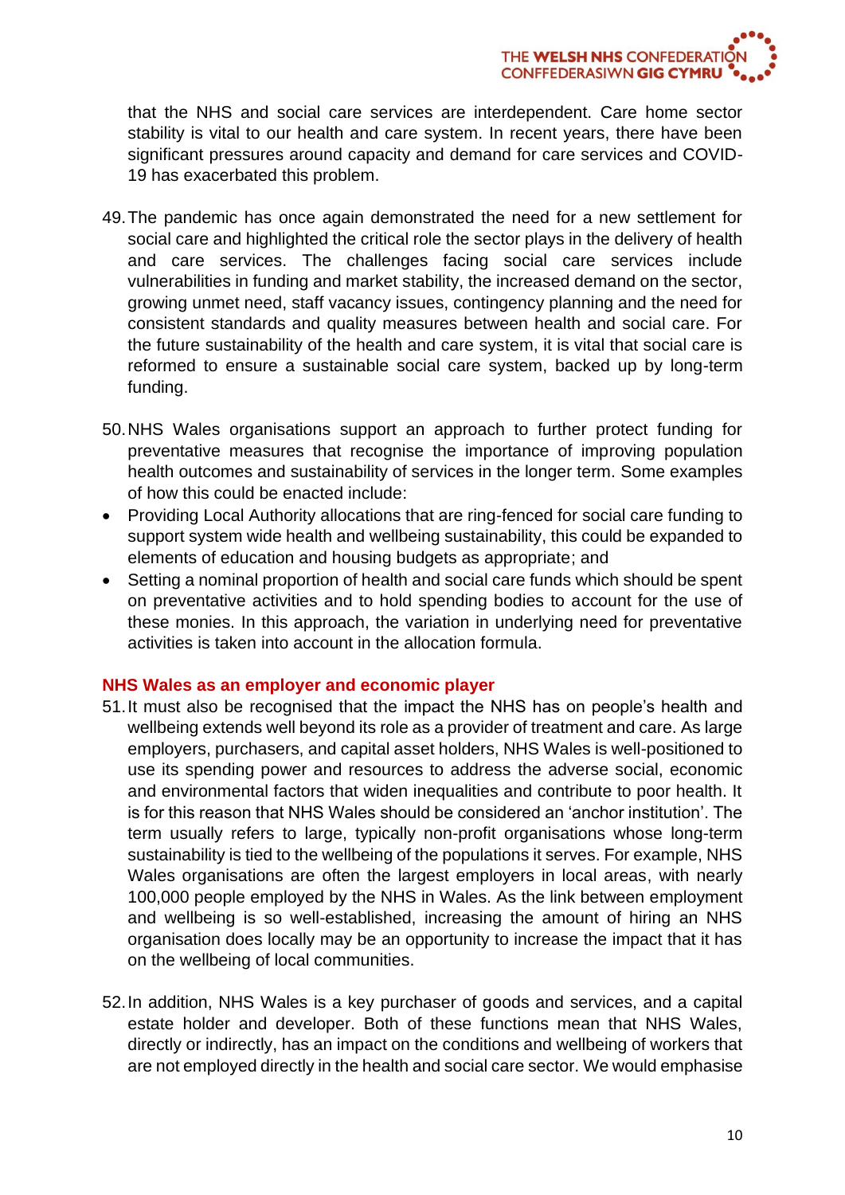that the NHS and social care services are interdependent. Care home sector stability is vital to our health and care system. In recent years, there have been significant pressures around capacity and demand for care services and COVID-19 has exacerbated this problem.

49. The pandemic has once again demonstrated the need for a new settlement for social care and highlighted the critical role the sector plays in the delivery of health and care services. The challenges facing social care services include vulnerabilities in funding and market stability, the increased demand on the sector, growing unmet need, staff vacancy issues, contingency planning and the need for consistent standards and quality measures between health and social care. For the future sustainability of the health and care system, it is vital that social care is reformed to ensure a sustainable social care system, backed up by long-term funding.

50. NHS Wales organisations support an approach to further protect funding for preventative measures that recognise the importance of improving population health outcomes and sustainability of services in the longer term. Some examples of how this could be enacted include:

- Providing Local Authority allocations that are ring-fenced for social care funding to support system wide health and wellbeing sustainability, this could be expanded to elements of education and housing budgets as appropriate; and
- Setting a nominal proportion of health and social care funds which should be spent on preventative activities and to hold spending bodies to account for the use of these monies. In this approach, the variation in underlying need for preventative activities is taken into account in the allocation formula.

### NHS Wales as an employer and economic player

51. It must also be recognised that the impact the NHS has on people's health and wellbeing extends well beyond its role as a provider of treatment and care. As large employers, purchasers, and capital asset holders, NHS Wales is well-positioned to use its spending power and resources to address the adverse social, economic and environmental factors that widen inequalities and contribute to poor health. It is for this reason that NHS Wales should be considered an 'anchor institution'. The term usually refers to large, typically non-profit organisations whose long-term sustainability is tied to the wellbeing of the populations it serves. For example, NHS Wales organisations are often the largest employers in local areas, with nearly 100,000 people employed by the NHS in Wales. As the link between employment and wellbeing is so well-established, increasing the amount of hiring an NHS organisation does locally may be an opportunity to increase the impact that it has on the wellbeing of local communities.

52. In addition, NHS Wales is a key purchaser of goods and services, and a capital estate holder and developer. Both of these functions mean that NHS Wales, directly or indirectly, has an impact on the conditions and wellbeing of workers that are not employed directly in the health and social care sector. We would emphasise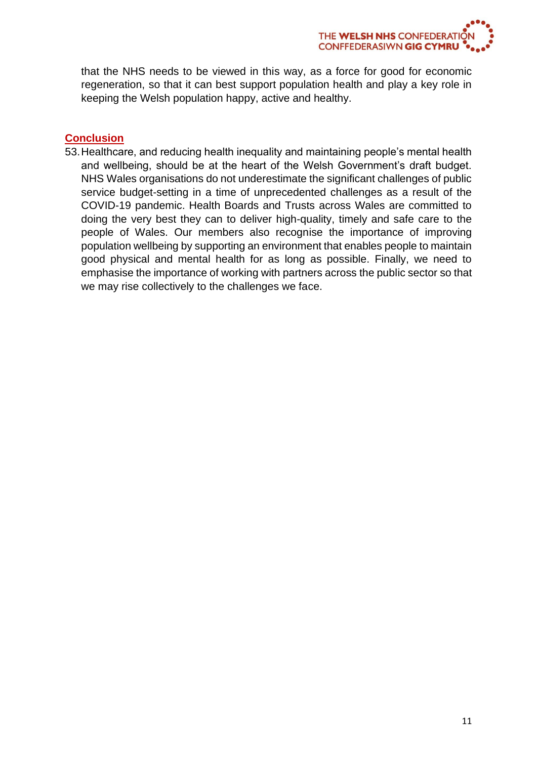that the NHS needs to be viewed in this way, as a force for good for economic regeneration, so that it can best support population health and play a key role in keeping the Welsh population happy, active and healthy.

## Conclusion

53. Healthcare, and reducing health inequality and maintaining people's mental health and wellbeing, should be at the heart of the Welsh Government's draft budget. NHS Wales organisations do not underestimate the significant challenges of public service budget-setting in a time of unprecedented challenges as a result of the COVID-19 pandemic. Health Boards and Trusts across Wales are committed to doing the very best they can to deliver high-quality, timely and safe care to the people of Wales. Our members also recognise the importance of improving population wellbeing by supporting an environment that enables people to maintain good physical and mental health for as long as possible. Finally, we need to emphasise the importance of working with partners across the public sector so that we may rise collectively to the challenges we face.